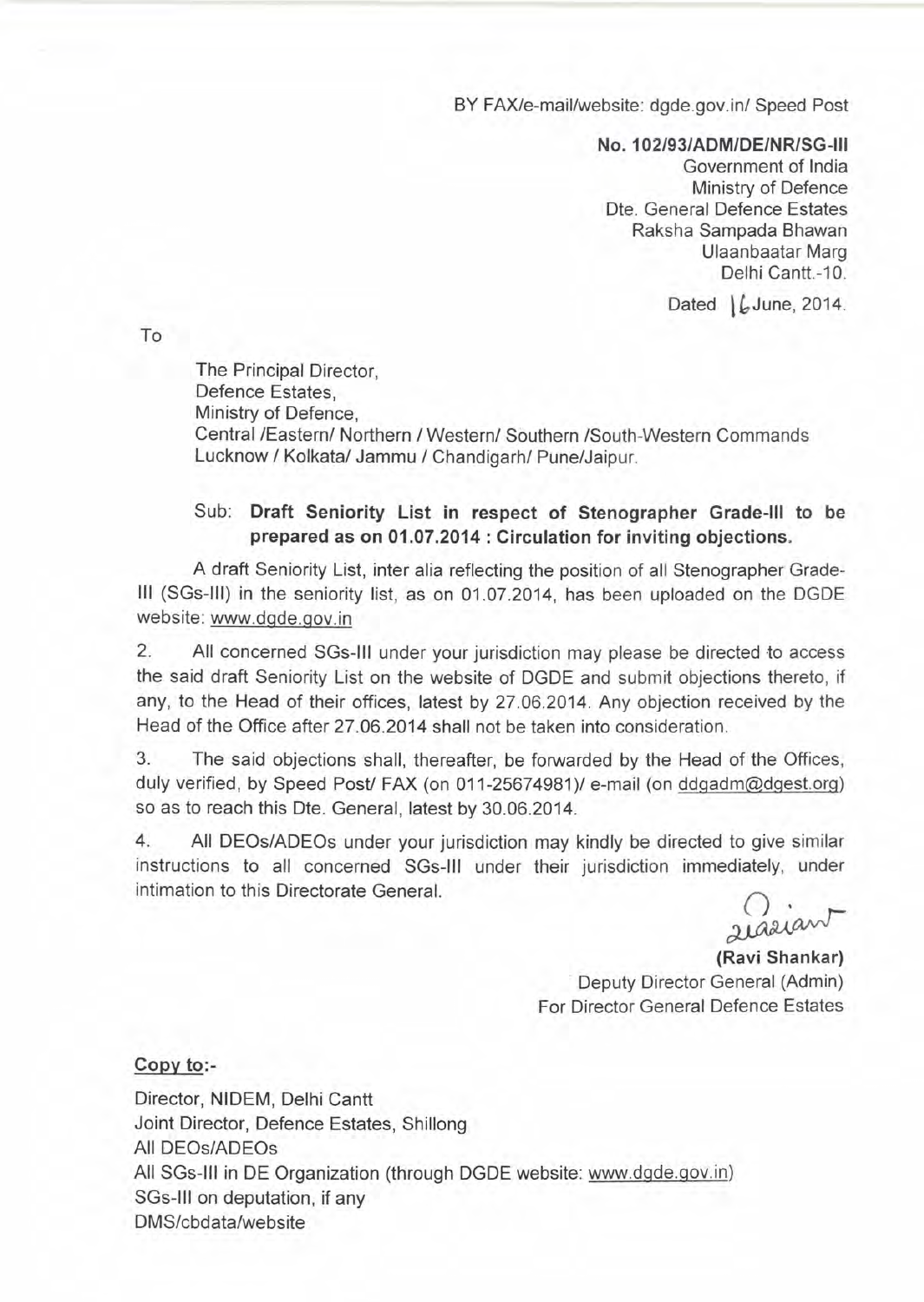BY FAX/e-mail/website: dgde.gov.in/ Speed Post

**No. 102/93/ADM/DE/NR/SG-III**
Government of India
Ministry of Defence
Dte. General Defence Estates
Raksha Sampada Bhawan
Ulaanbaatar Marg
Delhi Cantt.-10.

Dated 16 June, 2014.

To

The Principal Director,
Defence Estates,
Ministry of Defence,
Central /Eastern/ Northern / Western/ Southern /South-Western Commands
Lucknow / Kolkata/ Jammu / Chandigarh/ Pune/Jaipur.

Sub: **Draft Seniority List in respect of Stenographer Grade-III to be prepared as on 01.07.2014 : Circulation for inviting objections.**

A draft Seniority List, inter alia reflecting the position of all Stenographer Grade-III (SGs-III) in the seniority list, as on 01.07.2014, has been uploaded on the DGDE website: www.dgde.gov.in

2. All concerned SGs-III under your jurisdiction may please be directed to access the said draft Seniority List on the website of DGDE and submit objections thereto, if any, to the Head of their offices, latest by 27.06.2014. Any objection received by the Head of the Office after 27.06.2014 shall not be taken into consideration.

3. The said objections shall, thereafter, be forwarded by the Head of the Offices, duly verified, by Speed Post/ FAX (on 011-25674981)/ e-mail (on ddgadm@dgest.org) so as to reach this Dte. General, latest by 30.06.2014.

4. All DEOs/ADEOs under your jurisdiction may kindly be directed to give similar instructions to all concerned SGs-III under their jurisdiction immediately, under intimation to this Directorate General.

**(Ravi Shankar)**
Deputy Director General (Admin)
For Director General Defence Estates

**Copy to:-**

Director, NIDEM, Delhi Cantt
Joint Director, Defence Estates, Shillong
All DEOs/ADEOs
All SGs-III in DE Organization (through DGDE website: www.dgde.gov.in)
SGs-III on deputation, if any
DMS/cbdata/website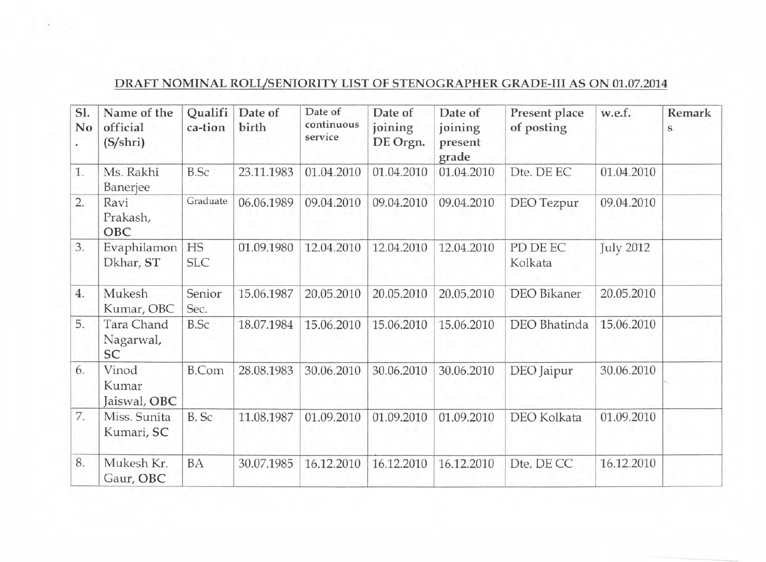## DRAFT NOMINAL ROLL/SENIORITY LIST OF STENOGRAPHER GRADE-III AS ON 01.07.2014

| Sl. No. | Name of the official (S/shri) | Qualifi ca-tion | Date of birth | Date of continuous service | Date of joining DE Orgn. | Date of joining present grade | Present place of posting | w.e.f. | Remarks |
|---|---|---|---|---|---|---|---|---|---|
| 1. | Ms. Rakhi Banerjee | B.Sc | 23.11.1983 | 01.04.2010 | 01.04.2010 | 01.04.2010 | Dte. DE EC | 01.04.2010 | |
| 2. | Ravi Prakash, **OBC** | Graduate | 06.06.1989 | 09.04.2010 | 09.04.2010 | 09.04.2010 | DEO Tezpur | 09.04.2010 | |
| 3. | Evaphilamon Dkhar, **ST** | HS SLC | 01.09.1980 | 12.04.2010 | 12.04.2010 | 12.04.2010 | PD DE EC Kolkata | July 2012 | |
| 4. | Mukesh Kumar, OBC | Senior Sec. | 15.06.1987 | 20.05.2010 | 20.05.2010 | 20.05.2010 | DEO Bikaner | 20.05.2010 | |
| 5. | Tara Chand Nagarwal, **SC** | B.Sc | 18.07.1984 | 15.06.2010 | 15.06.2010 | 15.06.2010 | DEO Bhatinda | 15.06.2010 | |
| 6. | Vinod Kumar Jaiswal, **OBC** | B.Com | 28.08.1983 | 30.06.2010 | 30.06.2010 | 30.06.2010 | DEO Jaipur | 30.06.2010 | |
| 7. | Miss. Sunita Kumari, **SC** | B. Sc | 11.08.1987 | 01.09.2010 | 01.09.2010 | 01.09.2010 | DEO Kolkata | 01.09.2010 | |
| 8. | Mukesh Kr. Gaur, **OBC** | BA | 30.07.1985 | 16.12.2010 | 16.12.2010 | 16.12.2010 | Dte. DE CC | 16.12.2010 | |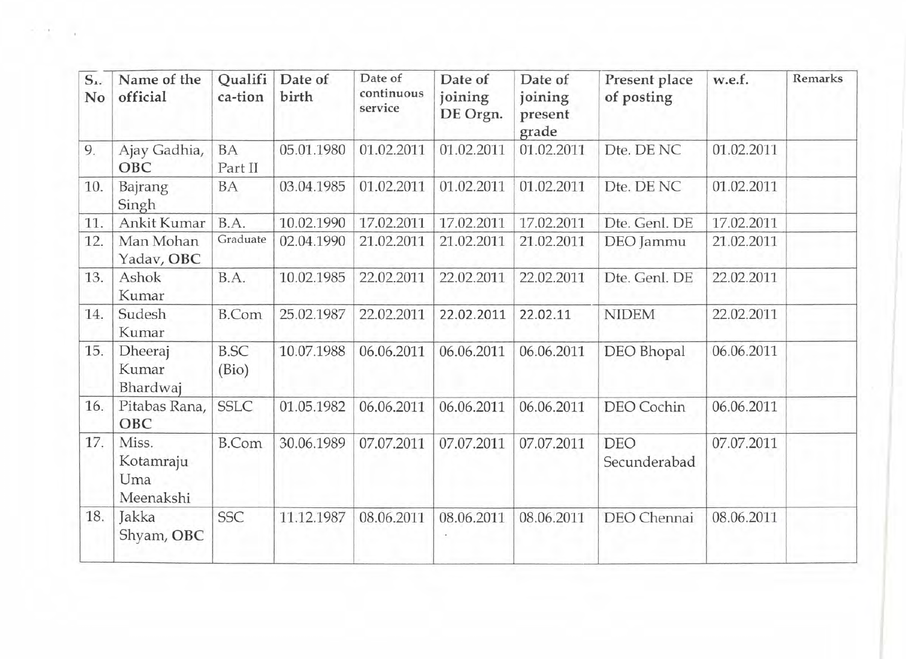| Sl. No | Name of the official | Qualifi ca-tion | Date of birth | Date of continuous service | Date of joining DE Orgn. | Date of joining present grade | Present place of posting | w.e.f. | Remarks |
|---|---|---|---|---|---|---|---|---|---|
| 9. | Ajay Gadhia, **OBC** | BA Part II | 05.01.1980 | 01.02.2011 | 01.02.2011 | 01.02.2011 | Dte. DE NC | 01.02.2011 | |
| 10. | Bajrang Singh | BA | 03.04.1985 | 01.02.2011 | 01.02.2011 | 01.02.2011 | Dte. DE NC | 01.02.2011 | |
| 11. | Ankit Kumar | B.A. | 10.02.1990 | 17.02.2011 | 17.02.2011 | 17.02.2011 | Dte. Genl. DE | 17.02.2011 | |
| 12. | Man Mohan Yadav, **OBC** | Graduate | 02.04.1990 | 21.02.2011 | 21.02.2011 | 21.02.2011 | DEO Jammu | 21.02.2011 | |
| 13. | Ashok Kumar | B.A. | 10.02.1985 | 22.02.2011 | 22.02.2011 | 22.02.2011 | Dte. Genl. DE | 22.02.2011 | |
| 14. | Sudesh Kumar | B.Com | 25.02.1987 | 22.02.2011 | 22.02.2011 | 22.02.11 | NIDEM | 22.02.2011 | |
| 15. | Dheeraj Kumar Bhardwaj | B.SC (Bio) | 10.07.1988 | 06.06.2011 | 06.06.2011 | 06.06.2011 | DEO Bhopal | 06.06.2011 | |
| 16. | Pitabas Rana, **OBC** | SSLC | 01.05.1982 | 06.06.2011 | 06.06.2011 | 06.06.2011 | DEO Cochin | 06.06.2011 | |
| 17. | Miss. Kotamraju Uma Meenakshi | B.Com | 30.06.1989 | 07.07.2011 | 07.07.2011 | 07.07.2011 | DEO Secunderabad | 07.07.2011 | |
| 18. | Jakka Shyam, **OBC** | SSC | 11.12.1987 | 08.06.2011 | 08.06.2011 | 08.06.2011 | DEO Chennai | 08.06.2011 | |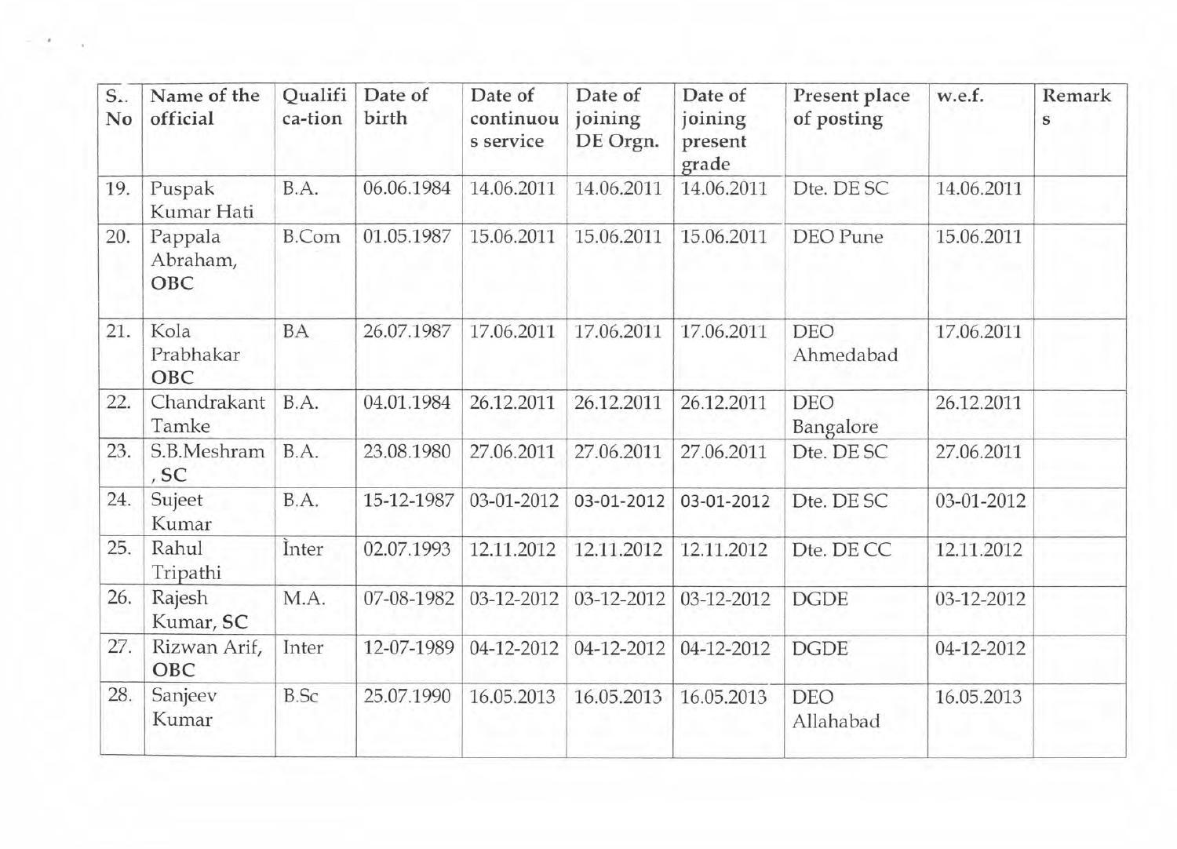| S.. No | Name of the official | Qualifica-tion | Date of birth | Date of continuous service | Date of joining DE Orgn. | Date of joining present grade | Present place of posting | w.e.f. | Remarks |
|---|---|---|---|---|---|---|---|---|---|
| 19. | Puspak Kumar Hati | B.A. | 06.06.1984 | 14.06.2011 | 14.06.2011 | 14.06.2011 | Dte. DE SC | 14.06.2011 | |
| 20. | Pappala Abraham, **OBC** | B.Com | 01.05.1987 | 15.06.2011 | 15.06.2011 | 15.06.2011 | DEO Pune | 15.06.2011 | |
| 21. | Kola Prabhakar **OBC** | BA | 26.07.1987 | 17.06.2011 | 17.06.2011 | 17.06.2011 | DEO Ahmedabad | 17.06.2011 | |
| 22. | Chandrakant Tamke | B.A. | 04.01.1984 | 26.12.2011 | 26.12.2011 | 26.12.2011 | DEO Bangalore | 26.12.2011 | |
| 23. | S.B.Meshram, **SC** | B.A. | 23.08.1980 | 27.06.2011 | 27.06.2011 | 27.06.2011 | Dte. DE SC | 27.06.2011 | |
| 24. | Sujeet Kumar | B.A. | 15-12-1987 | 03-01-2012 | 03-01-2012 | 03-01-2012 | Dte. DE SC | 03-01-2012 | |
| 25. | Rahul Tripathi | Inter | 02.07.1993 | 12.11.2012 | 12.11.2012 | 12.11.2012 | Dte. DE CC | 12.11.2012 | |
| 26. | Rajesh Kumar, **SC** | M.A. | 07-08-1982 | 03-12-2012 | 03-12-2012 | 03-12-2012 | DGDE | 03-12-2012 | |
| 27. | Rizwan Arif, **OBC** | Inter | 12-07-1989 | 04-12-2012 | 04-12-2012 | 04-12-2012 | DGDE | 04-12-2012 | |
| 28. | Sanjeev Kumar | B.Sc | 25.07.1990 | 16.05.2013 | 16.05.2013 | 16.05.2013 | DEO Allahabad | 16.05.2013 | |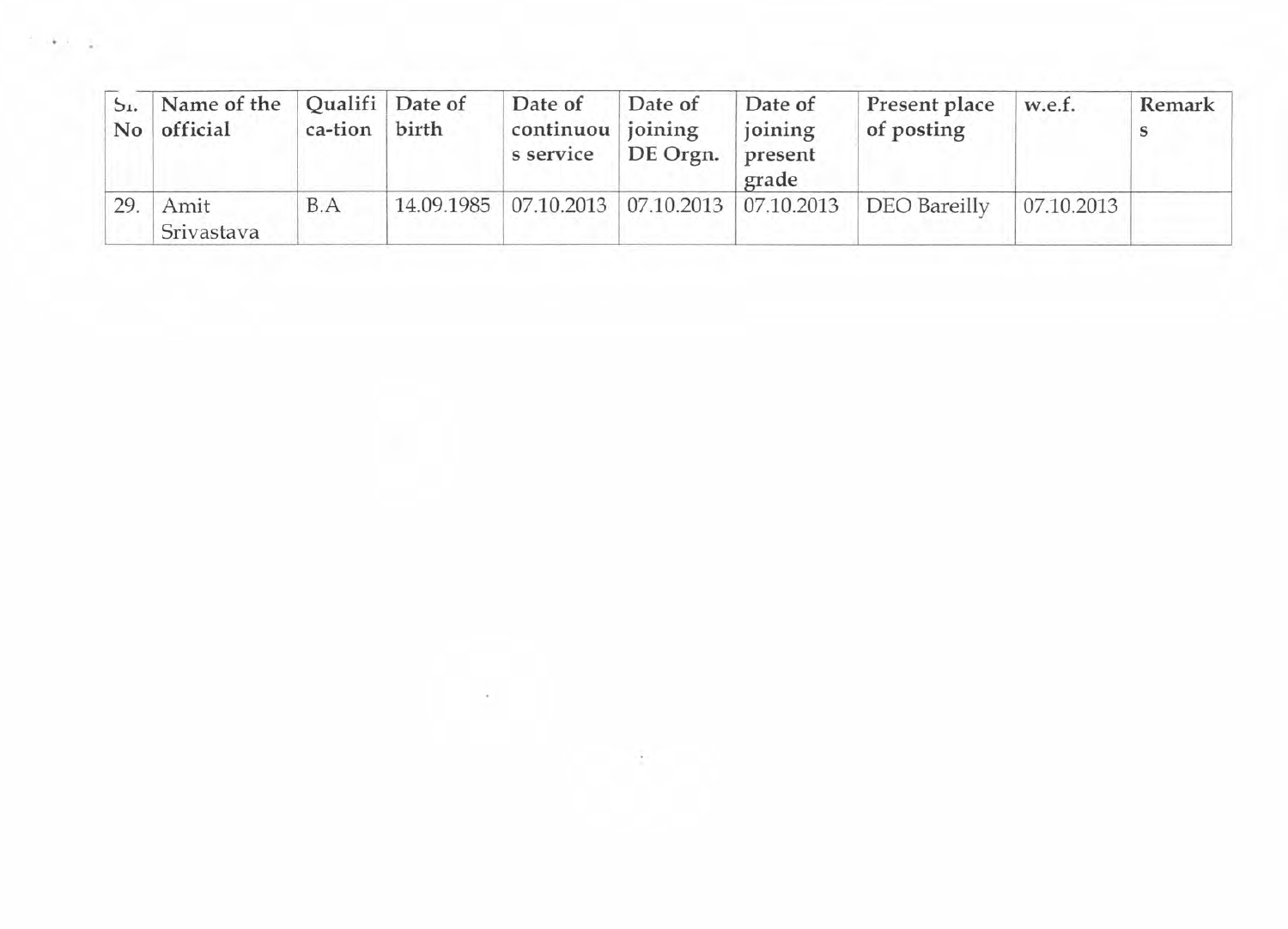| Sl. No | Name of the official | Qualifi ca-tion | Date of birth | Date of continuous service | Date of joining DE Orgn. | Date of joining present grade | Present place of posting | w.e.f. | Remarks |
|---|---|---|---|---|---|---|---|---|---|
| 29. | Amit Srivastava | B.A | 14.09.1985 | 07.10.2013 | 07.10.2013 | 07.10.2013 | DEO Bareilly | 07.10.2013 | |